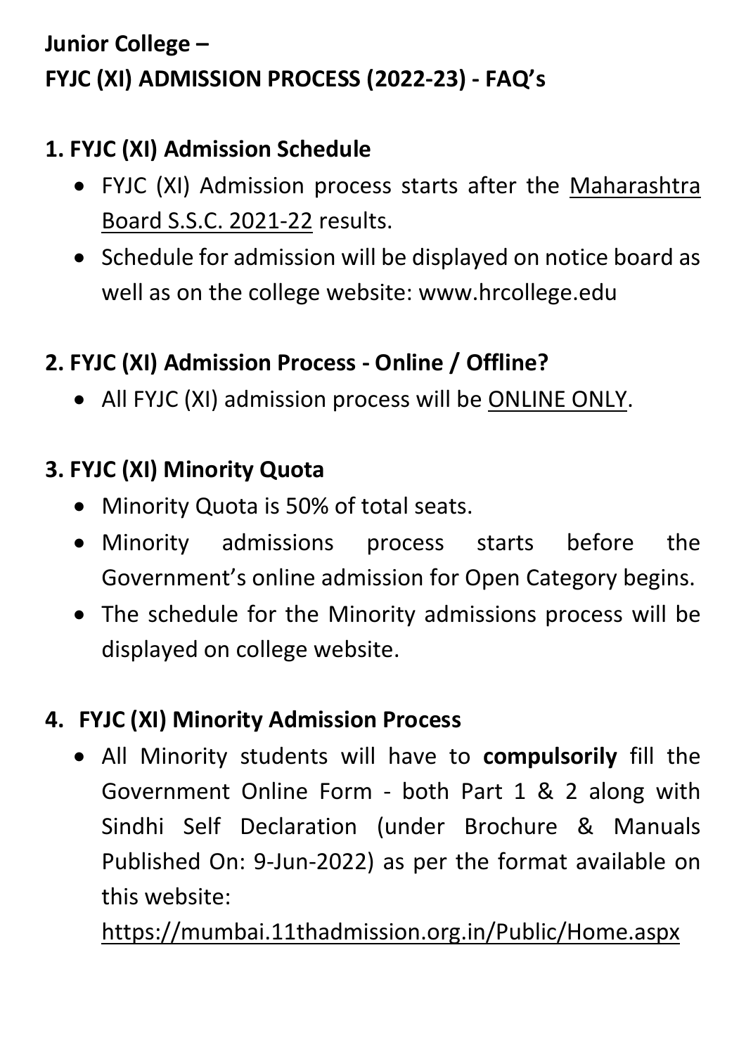# Junior College –
# FYJC (XI) ADMISSION PROCESS (2022-23) - FAQ's

## 1. FYJC (XI) Admission Schedule

- FYJC (XI) Admission process starts after the Maharashtra Board S.S.C. 2021-22 results.
- Schedule for admission will be displayed on notice board as well as on the college website: www.hrcollege.edu

## 2. FYJC (XI) Admission Process - Online / Offline?

- All FYJC (XI) admission process will be ONLINE ONLY.

## 3. FYJC (XI) Minority Quota

- Minority Quota is 50% of total seats.
- Minority admissions process starts before the Government's online admission for Open Category begins.
- The schedule for the Minority admissions process will be displayed on college website.

## 4. FYJC (XI) Minority Admission Process

- All Minority students will have to **compulsorily** fill the Government Online Form - both Part 1 & 2 along with Sindhi Self Declaration (under Brochure & Manuals Published On: 9-Jun-2022) as per the format available on this website:

  https://mumbai.11thadmission.org.in/Public/Home.aspx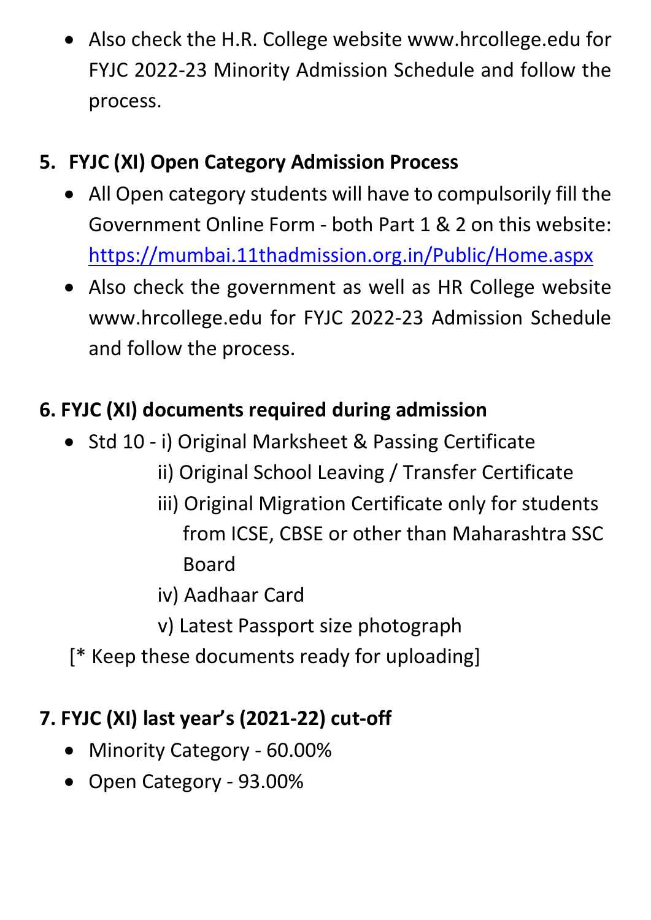- Also check the H.R. College website www.hrcollege.edu for FYJC 2022-23 Minority Admission Schedule and follow the process.

## 5. FYJC (XI) Open Category Admission Process

- All Open category students will have to compulsorily fill the Government Online Form - both Part 1 & 2 on this website: https://mumbai.11thadmission.org.in/Public/Home.aspx
- Also check the government as well as HR College website www.hrcollege.edu for FYJC 2022-23 Admission Schedule and follow the process.

## 6. FYJC (XI) documents required during admission

- Std 10 - i) Original Marksheet & Passing Certificate
  - ii) Original School Leaving / Transfer Certificate
  - iii) Original Migration Certificate only for students from ICSE, CBSE or other than Maharashtra SSC Board
  - iv) Aadhaar Card
  - v) Latest Passport size photograph

[* Keep these documents ready for uploading]

## 7. FYJC (XI) last year's (2021-22) cut-off

- Minority Category - 60.00%
- Open Category - 93.00%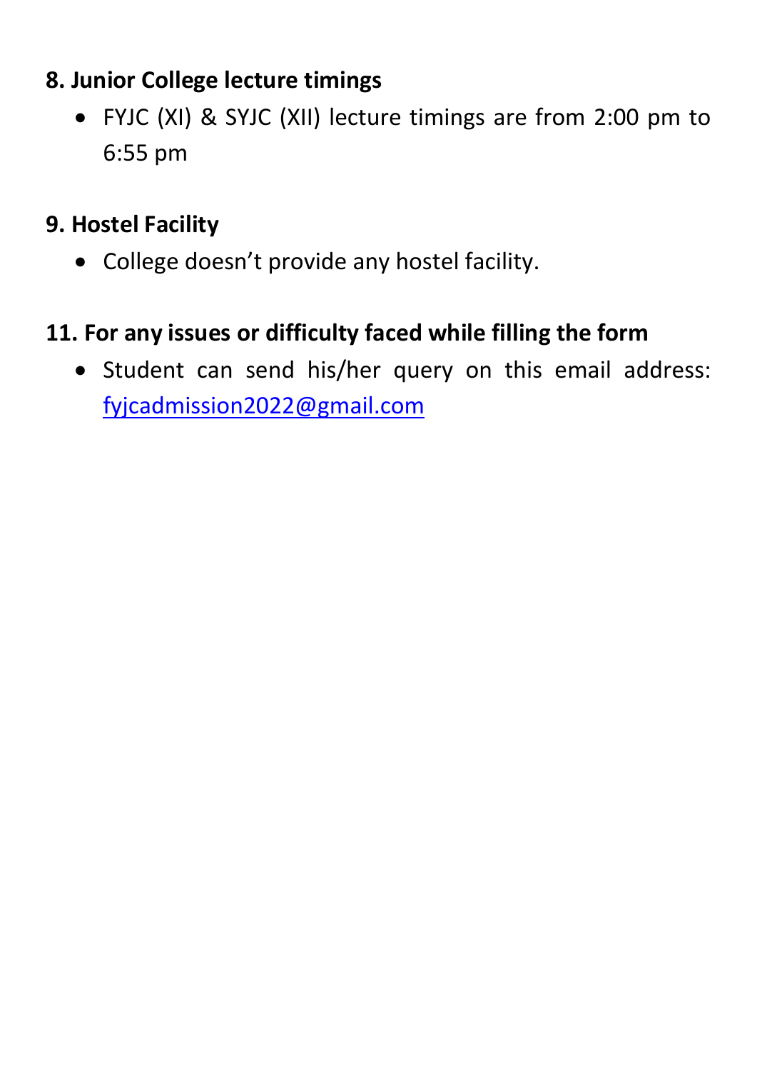### 8. Junior College lecture timings

- FYJC (XI) & SYJC (XII) lecture timings are from 2:00 pm to 6:55 pm

### 9. Hostel Facility

- College doesn't provide any hostel facility.

### 11. For any issues or difficulty faced while filling the form

- Student can send his/her query on this email address: fyjcadmission2022@gmail.com